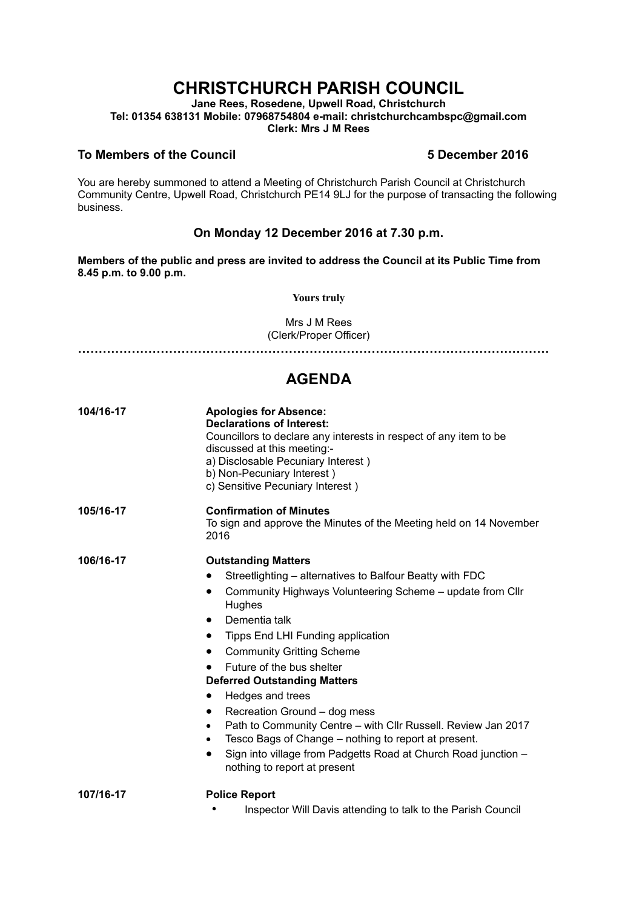# CHRISTCHURCH PARISH COUNCIL

**Jane Rees, Rosedene, Upwell Road, Christchurch**
**Tel: 01354 638131 Mobile: 07968754804 e-mail: christchurchcambspc@gmail.com**
**Clerk: Mrs J M Rees**

**To Members of the Council 5 December 2016**

You are hereby summoned to attend a Meeting of Christchurch Parish Council at Christchurch Community Centre, Upwell Road, Christchurch PE14 9LJ for the purpose of transacting the following business.

### On Monday 12 December 2016 at 7.30 p.m.

**Members of the public and press are invited to address the Council at its Public Time from 8.45 p.m. to 9.00 p.m.**

**Yours truly**

Mrs J M Rees
(Clerk/Proper Officer)

## AGENDA

**104/16-17** **Apologies for Absence:**
**Declarations of Interest:**
Councillors to declare any interests in respect of any item to be discussed at this meeting:-
a) Disclosable Pecuniary Interest )
b) Non-Pecuniary Interest )
c) Sensitive Pecuniary Interest )

**105/16-17** **Confirmation of Minutes**
To sign and approve the Minutes of the Meeting held on 14 November 2016

**106/16-17** **Outstanding Matters**

- Streetlighting – alternatives to Balfour Beatty with FDC
- Community Highways Volunteering Scheme – update from Cllr Hughes
- Dementia talk
- Tipps End LHI Funding application
- Community Gritting Scheme
- Future of the bus shelter

**Deferred Outstanding Matters**

- Hedges and trees
- Recreation Ground – dog mess
- Path to Community Centre – with Cllr Russell. Review Jan 2017
- Tesco Bags of Change – nothing to report at present.
- Sign into village from Padgetts Road at Church Road junction – nothing to report at present

**107/16-17** **Police Report**

- Inspector Will Davis attending to talk to the Parish Council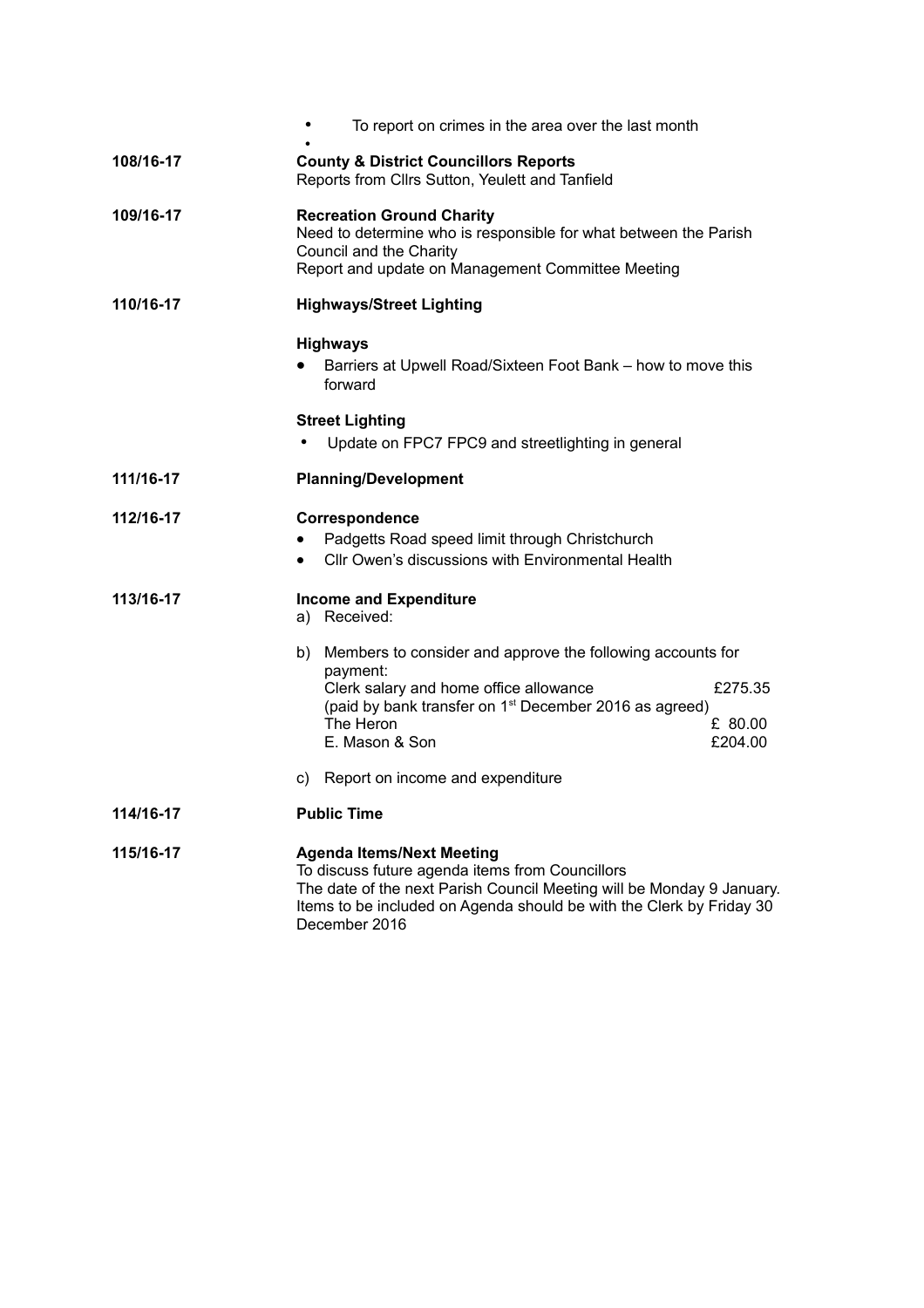- To report on crimes in the area over the last month
- 

**108/16-17** **County & District Councillors Reports**
Reports from Cllrs Sutton, Yeulett and Tanfield

**109/16-17** **Recreation Ground Charity**
Need to determine who is responsible for what between the Parish Council and the Charity
Report and update on Management Committee Meeting

**110/16-17** **Highways/Street Lighting**

**Highways**

- Barriers at Upwell Road/Sixteen Foot Bank – how to move this forward

**Street Lighting**

- Update on FPC7 FPC9 and streetlighting in general

**111/16-17** **Planning/Development**

**112/16-17** **Correspondence**

- Padgetts Road speed limit through Christchurch
- Cllr Owen's discussions with Environmental Health

**113/16-17** **Income and Expenditure**

a) Received:

b) Members to consider and approve the following accounts for payment:

| | |
|---|---|
| Clerk salary and home office allowance | £275.35 |
| (paid by bank transfer on 1st December 2016 as agreed) | |
| The Heron | £ 80.00 |
| E. Mason & Son | £204.00 |

c) Report on income and expenditure

**114/16-17** **Public Time**

**115/16-17** **Agenda Items/Next Meeting**
To discuss future agenda items from Councillors
The date of the next Parish Council Meeting will be Monday 9 January. Items to be included on Agenda should be with the Clerk by Friday 30 December 2016